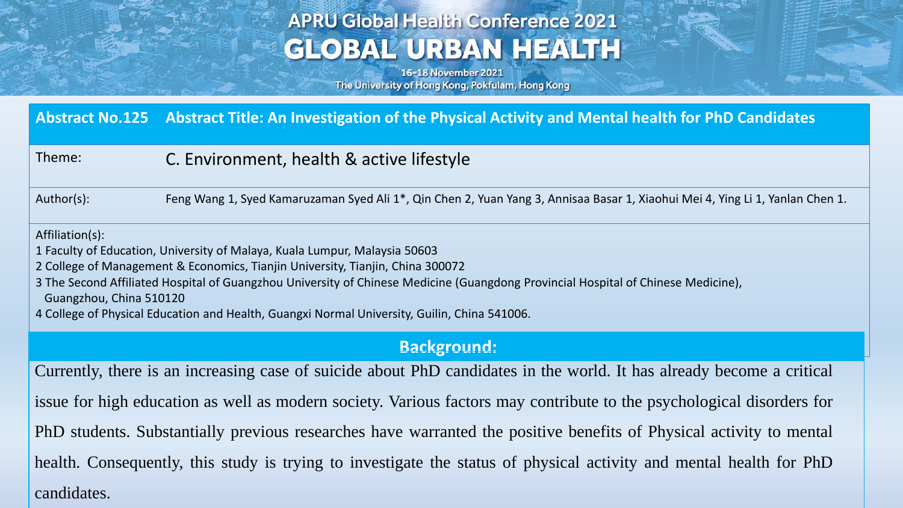# APRU Global Health Conference 2021

# GLOBAL URBAN HEALTH

16-18 November 2021
The University of Hong Kong, Pokfulam, Hong Kong

## Abstract No.125 Abstract Title: An Investigation of the Physical Activity and Mental health for PhD Candidates

**Theme:** C. Environment, health & active lifestyle

**Author(s):** Feng Wang 1, Syed Kamaruzaman Syed Ali 1*, Qin Chen 2, Yuan Yang 3, Annisaa Basar 1, Xiaohui Mei 4, Ying Li 1, Yanlan Chen 1.

**Affiliation(s):**

1 Faculty of Education, University of Malaya, Kuala Lumpur, Malaysia 50603

2 College of Management & Economics, Tianjin University, Tianjin, China 300072

3 The Second Affiliated Hospital of Guangzhou University of Chinese Medicine (Guangdong Provincial Hospital of Chinese Medicine), Guangzhou, China 510120

4 College of Physical Education and Health, Guangxi Normal University, Guilin, China 541006.

## Background:

Currently, there is an increasing case of suicide about PhD candidates in the world. It has already become a critical issue for high education as well as modern society. Various factors may contribute to the psychological disorders for PhD students. Substantially previous researches have warranted the positive benefits of Physical activity to mental health. Consequently, this study is trying to investigate the status of physical activity and mental health for PhD candidates.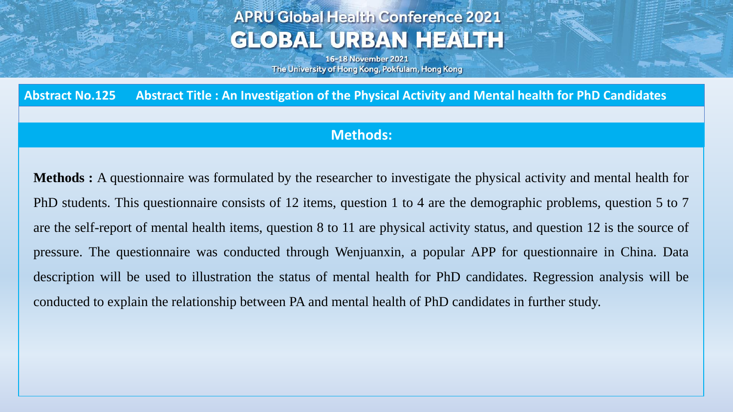**Abstract No.125 Abstract Title : An Investigation of the Physical Activity and Mental health for PhD Candidates**

## Methods:

**Methods :** A questionnaire was formulated by the researcher to investigate the physical activity and mental health for PhD students. This questionnaire consists of 12 items, question 1 to 4 are the demographic problems, question 5 to 7 are the self-report of mental health items, question 8 to 11 are physical activity status, and question 12 is the source of pressure. The questionnaire was conducted through Wenjuanxin, a popular APP for questionnaire in China. Data description will be used to illustration the status of mental health for PhD candidates. Regression analysis will be conducted to explain the relationship between PA and mental health of PhD candidates in further study.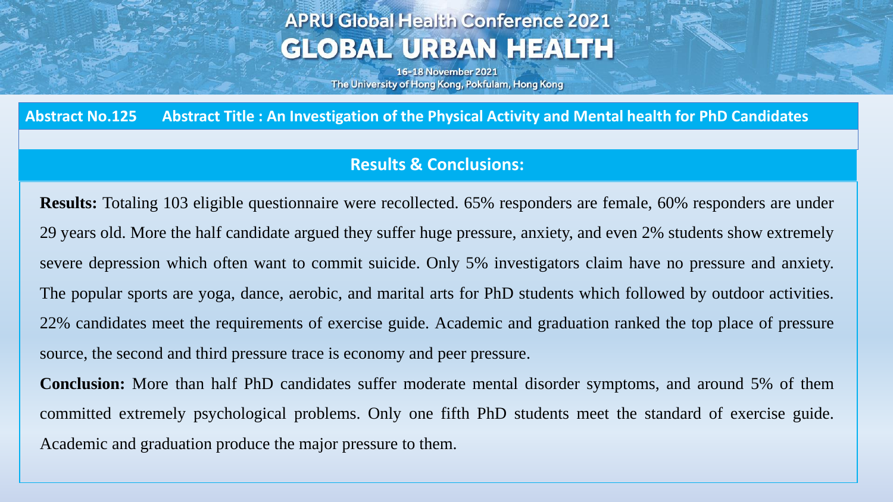**Abstract No.125 Abstract Title : An Investigation of the Physical Activity and Mental health for PhD Candidates**

## Results & Conclusions:

**Results:** Totaling 103 eligible questionnaire were recollected. 65% responders are female, 60% responders are under 29 years old. More the half candidate argued they suffer huge pressure, anxiety, and even 2% students show extremely severe depression which often want to commit suicide. Only 5% investigators claim have no pressure and anxiety. The popular sports are yoga, dance, aerobic, and marital arts for PhD students which followed by outdoor activities. 22% candidates meet the requirements of exercise guide. Academic and graduation ranked the top place of pressure source, the second and third pressure trace is economy and peer pressure.

**Conclusion:** More than half PhD candidates suffer moderate mental disorder symptoms, and around 5% of them committed extremely psychological problems. Only one fifth PhD students meet the standard of exercise guide. Academic and graduation produce the major pressure to them.